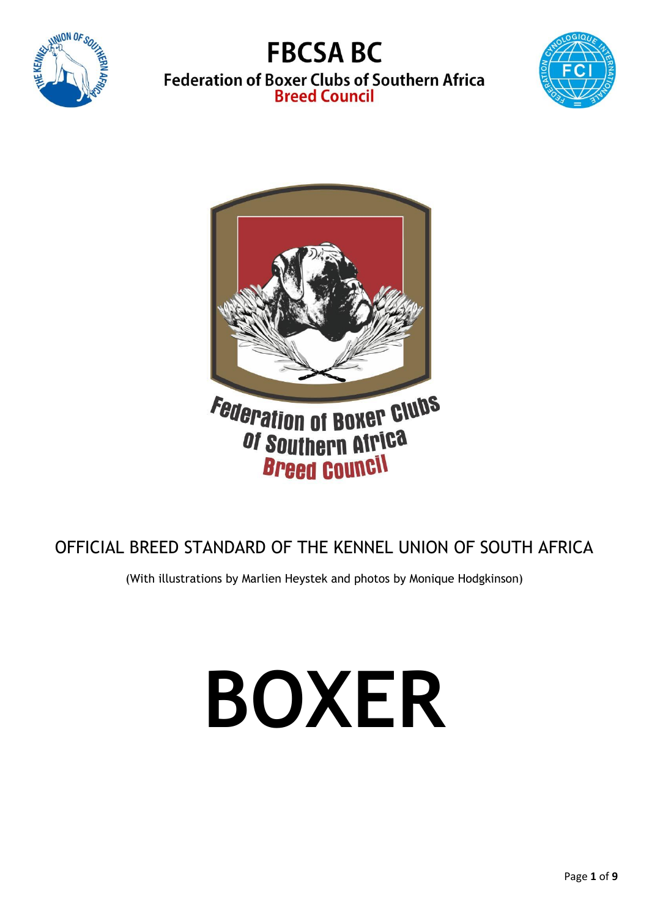# FBCSA BC

**Federation of Boxer Clubs of Southern Africa**
**Breed Council**

Federation of Boxer Clubs of Southern Africa
Breed Council

OFFICIAL BREED STANDARD OF THE KENNEL UNION OF SOUTH AFRICA

(With illustrations by Marlien Heystek and photos by Monique Hodgkinson)

# BOXER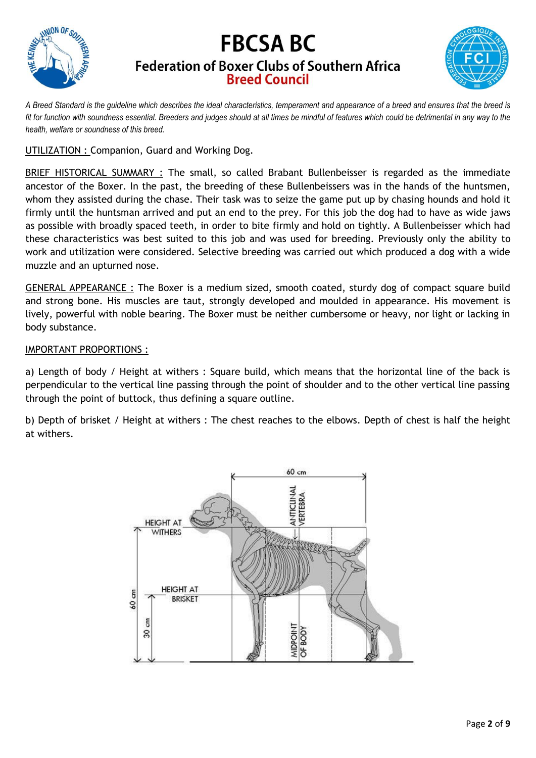*A Breed Standard is the guideline which describes the ideal characteristics, temperament and appearance of a breed and ensures that the breed is fit for function with soundness essential. Breeders and judges should at all times be mindful of features which could be detrimental in any way to the health, welfare or soundness of this breed.*

UTILIZATION : Companion, Guard and Working Dog.

BRIEF HISTORICAL SUMMARY : The small, so called Brabant Bullenbeisser is regarded as the immediate ancestor of the Boxer. In the past, the breeding of these Bullenbeissers was in the hands of the huntsmen, whom they assisted during the chase. Their task was to seize the game put up by chasing hounds and hold it firmly until the huntsman arrived and put an end to the prey. For this job the dog had to have as wide jaws as possible with broadly spaced teeth, in order to bite firmly and hold on tightly. A Bullenbeisser which had these characteristics was best suited to this job and was used for breeding. Previously only the ability to work and utilization were considered. Selective breeding was carried out which produced a dog with a wide muzzle and an upturned nose.

GENERAL APPEARANCE : The Boxer is a medium sized, smooth coated, sturdy dog of compact square build and strong bone. His muscles are taut, strongly developed and moulded in appearance. His movement is lively, powerful with noble bearing. The Boxer must be neither cumbersome or heavy, nor light or lacking in body substance.

IMPORTANT PROPORTIONS :

a) Length of body / Height at withers : Square build, which means that the horizontal line of the back is perpendicular to the vertical line passing through the point of shoulder and to the other vertical line passing through the point of buttock, thus defining a square outline.

b) Depth of brisket / Height at withers : The chest reaches to the elbows. Depth of chest is half the height at withers.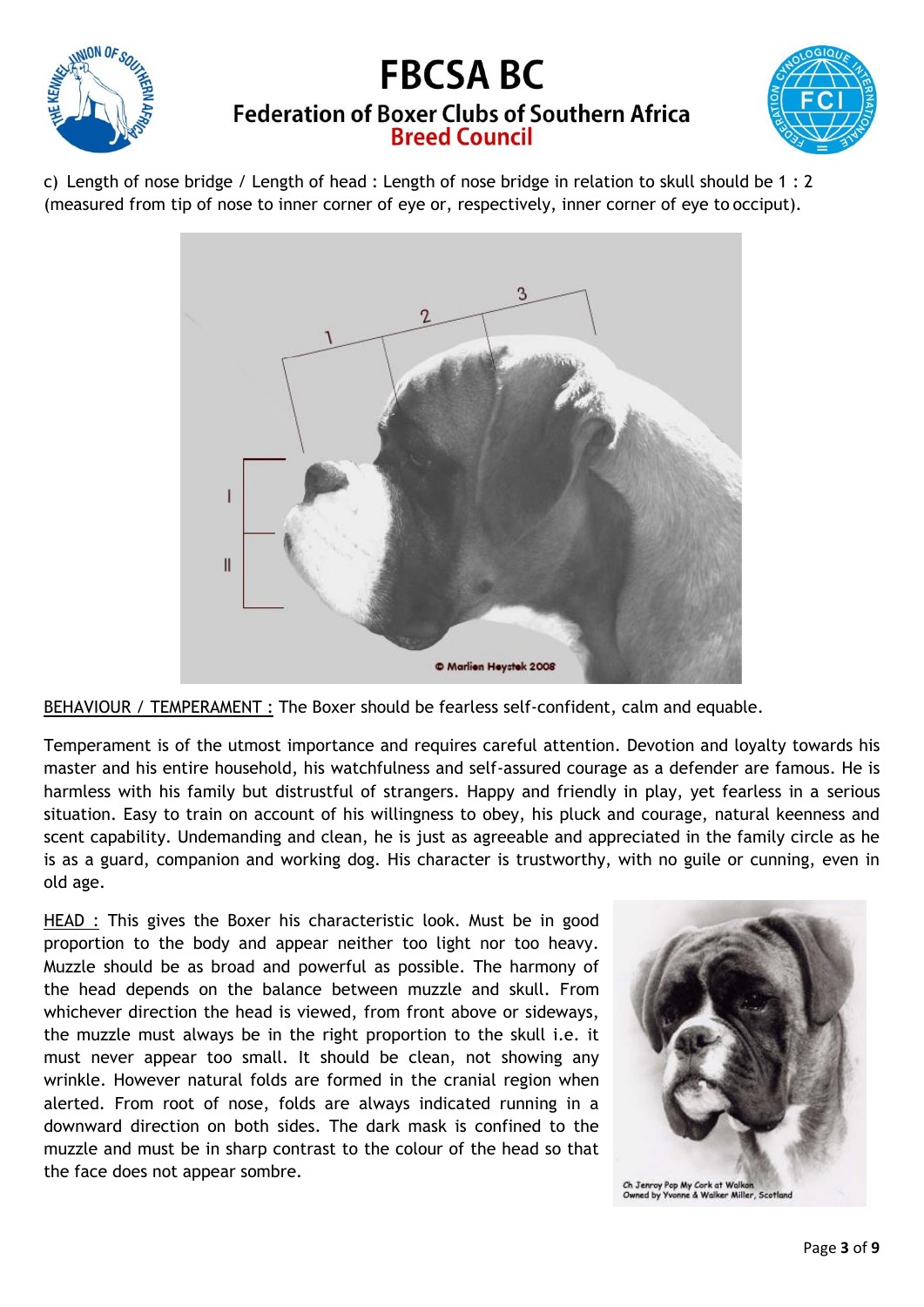c) Length of nose bridge / Length of head : Length of nose bridge in relation to skull should be 1 : 2 (measured from tip of nose to inner corner of eye or, respectively, inner corner of eye to occiput).

BEHAVIOUR / TEMPERAMENT : The Boxer should be fearless self-confident, calm and equable.

Temperament is of the utmost importance and requires careful attention. Devotion and loyalty towards his master and his entire household, his watchfulness and self-assured courage as a defender are famous. He is harmless with his family but distrustful of strangers. Happy and friendly in play, yet fearless in a serious situation. Easy to train on account of his willingness to obey, his pluck and courage, natural keenness and scent capability. Undemanding and clean, he is just as agreeable and appreciated in the family circle as he is as a guard, companion and working dog. His character is trustworthy, with no guile or cunning, even in old age.

HEAD : This gives the Boxer his characteristic look. Must be in good proportion to the body and appear neither too light nor too heavy. Muzzle should be as broad and powerful as possible. The harmony of the head depends on the balance between muzzle and skull. From whichever direction the head is viewed, from front above or sideways, the muzzle must always be in the right proportion to the skull i.e. it must never appear too small. It should be clean, not showing any wrinkle. However natural folds are formed in the cranial region when alerted. From root of nose, folds are always indicated running in a downward direction on both sides. The dark mask is confined to the muzzle and must be in sharp contrast to the colour of the head so that the face does not appear sombre.

Ch Jenroy Pop My Cork at Walkon
Owned by Yvonne & Walker Miller, Scotland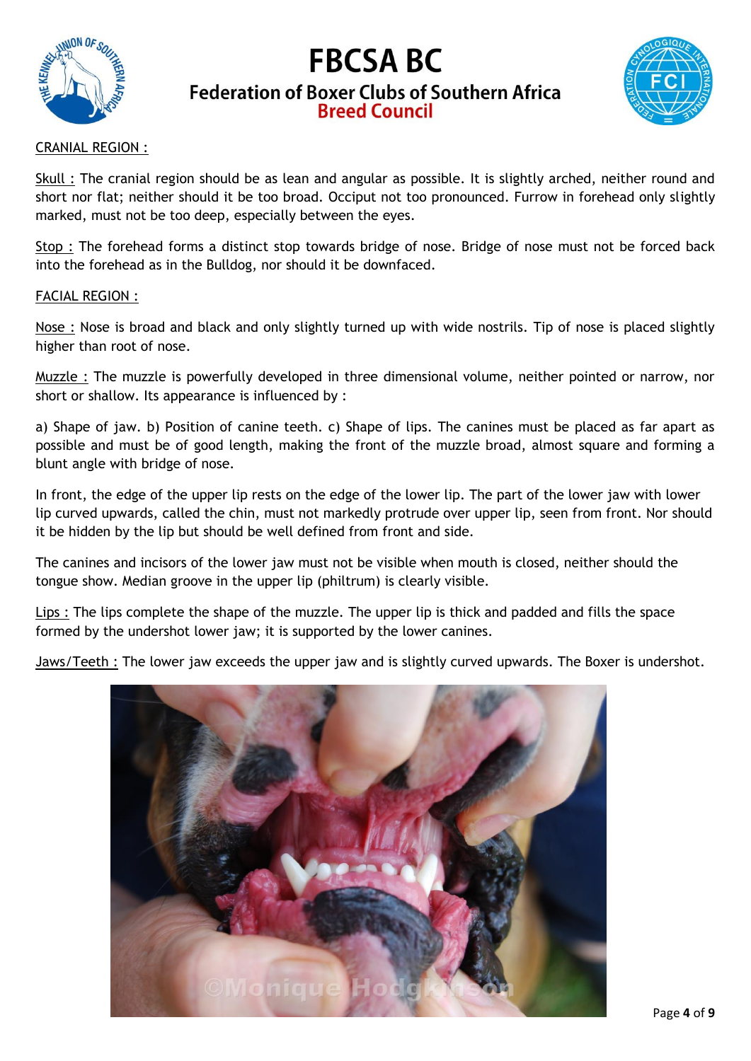CRANIAL REGION :

Skull : The cranial region should be as lean and angular as possible. It is slightly arched, neither round and short nor flat; neither should it be too broad. Occiput not too pronounced. Furrow in forehead only slightly marked, must not be too deep, especially between the eyes.

Stop : The forehead forms a distinct stop towards bridge of nose. Bridge of nose must not be forced back into the forehead as in the Bulldog, nor should it be downfaced.

FACIAL REGION :

Nose : Nose is broad and black and only slightly turned up with wide nostrils. Tip of nose is placed slightly higher than root of nose.

Muzzle : The muzzle is powerfully developed in three dimensional volume, neither pointed or narrow, nor short or shallow. Its appearance is influenced by :

a) Shape of jaw. b) Position of canine teeth. c) Shape of lips. The canines must be placed as far apart as possible and must be of good length, making the front of the muzzle broad, almost square and forming a blunt angle with bridge of nose.

In front, the edge of the upper lip rests on the edge of the lower lip. The part of the lower jaw with lower lip curved upwards, called the chin, must not markedly protrude over upper lip, seen from front. Nor should it be hidden by the lip but should be well defined from front and side.

The canines and incisors of the lower jaw must not be visible when mouth is closed, neither should the tongue show. Median groove in the upper lip (philtrum) is clearly visible.

Lips : The lips complete the shape of the muzzle. The upper lip is thick and padded and fills the space formed by the undershot lower jaw; it is supported by the lower canines.

Jaws/Teeth : The lower jaw exceeds the upper jaw and is slightly curved upwards. The Boxer is undershot.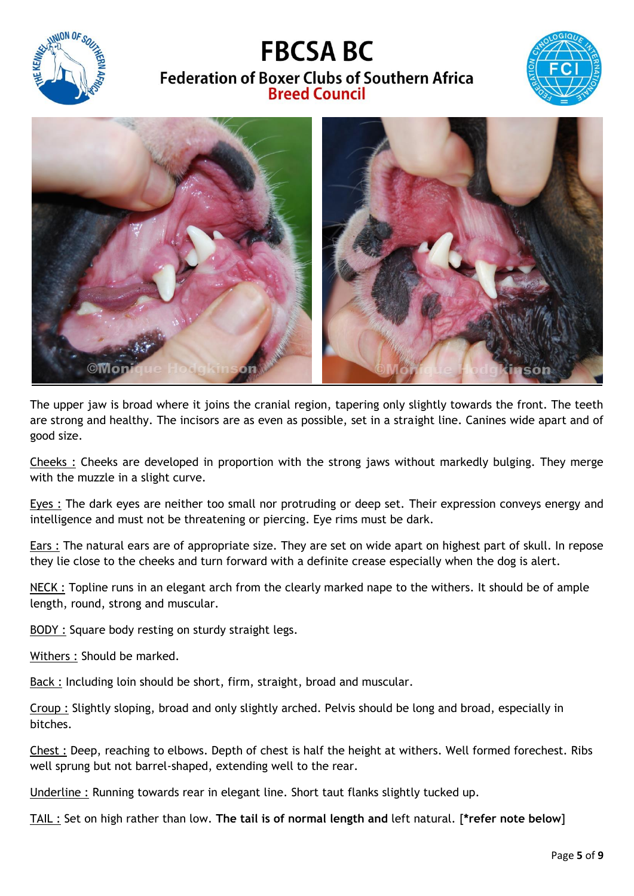The upper jaw is broad where it joins the cranial region, tapering only slightly towards the front. The teeth are strong and healthy. The incisors are as even as possible, set in a straight line. Canines wide apart and of good size.

Cheeks : Cheeks are developed in proportion with the strong jaws without markedly bulging. They merge with the muzzle in a slight curve.

Eyes : The dark eyes are neither too small nor protruding or deep set. Their expression conveys energy and intelligence and must not be threatening or piercing. Eye rims must be dark.

Ears : The natural ears are of appropriate size. They are set on wide apart on highest part of skull. In repose they lie close to the cheeks and turn forward with a definite crease especially when the dog is alert.

NECK : Topline runs in an elegant arch from the clearly marked nape to the withers. It should be of ample length, round, strong and muscular.

BODY : Square body resting on sturdy straight legs.

Withers : Should be marked.

Back : Including loin should be short, firm, straight, broad and muscular.

Croup : Slightly sloping, broad and only slightly arched. Pelvis should be long and broad, especially in bitches.

Chest : Deep, reaching to elbows. Depth of chest is half the height at withers. Well formed forechest. Ribs well sprung but not barrel-shaped, extending well to the rear.

Underline : Running towards rear in elegant line. Short taut flanks slightly tucked up.

TAIL : Set on high rather than low. **The tail is of normal length and** left natural. [**\*refer note below**]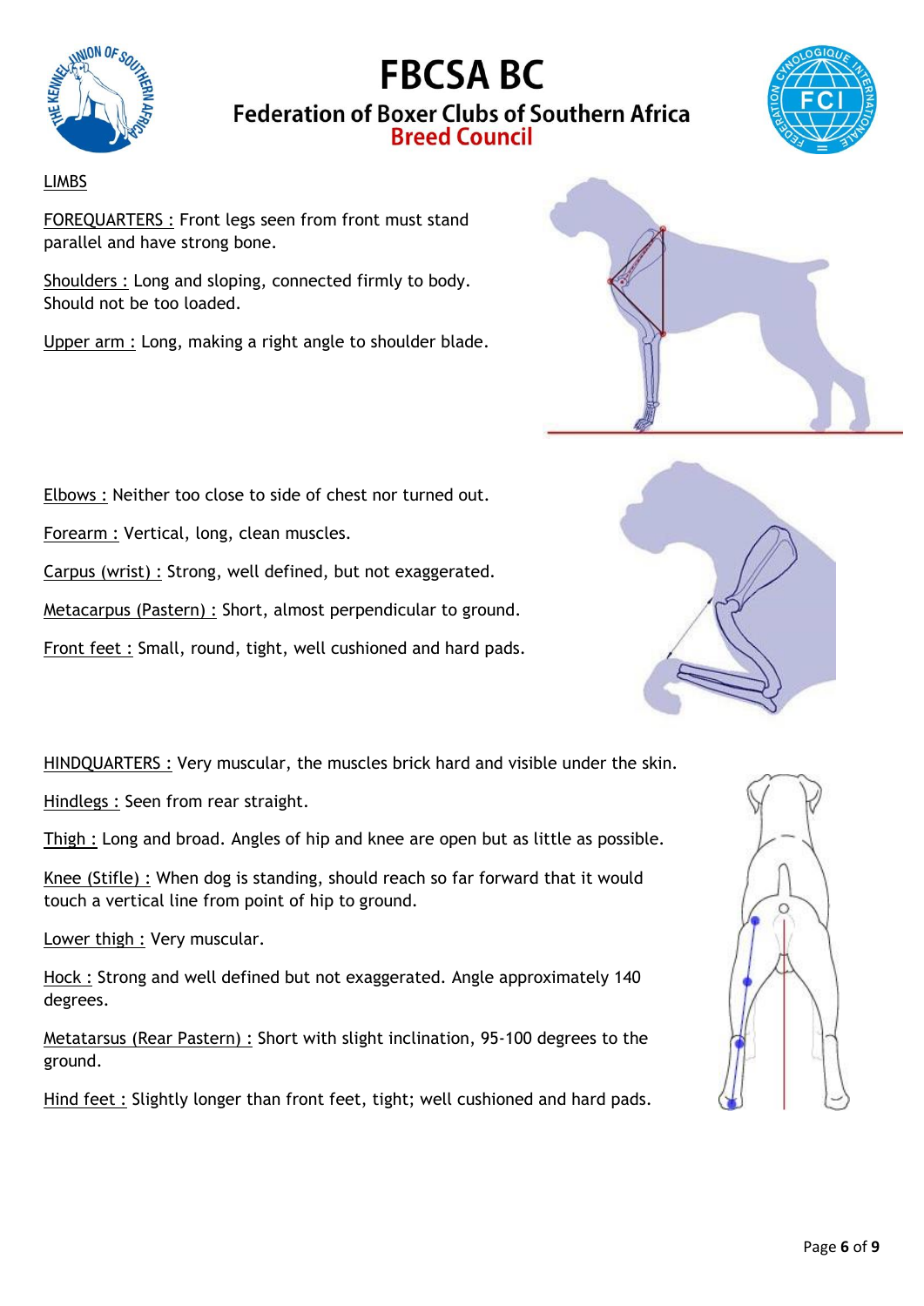LIMBS

FOREQUARTERS : Front legs seen from front must stand parallel and have strong bone.

Shoulders : Long and sloping, connected firmly to body. Should not be too loaded.

Upper arm : Long, making a right angle to shoulder blade.

Elbows : Neither too close to side of chest nor turned out.

Forearm : Vertical, long, clean muscles.

Carpus (wrist) : Strong, well defined, but not exaggerated.

Metacarpus (Pastern) : Short, almost perpendicular to ground.

Front feet : Small, round, tight, well cushioned and hard pads.

HINDQUARTERS : Very muscular, the muscles brick hard and visible under the skin.

Hindlegs : Seen from rear straight.

Thigh : Long and broad. Angles of hip and knee are open but as little as possible.

Knee (Stifle) : When dog is standing, should reach so far forward that it would touch a vertical line from point of hip to ground.

Lower thigh : Very muscular.

Hock : Strong and well defined but not exaggerated. Angle approximately 140 degrees.

Metatarsus (Rear Pastern) : Short with slight inclination, 95-100 degrees to the ground.

Hind feet : Slightly longer than front feet, tight; well cushioned and hard pads.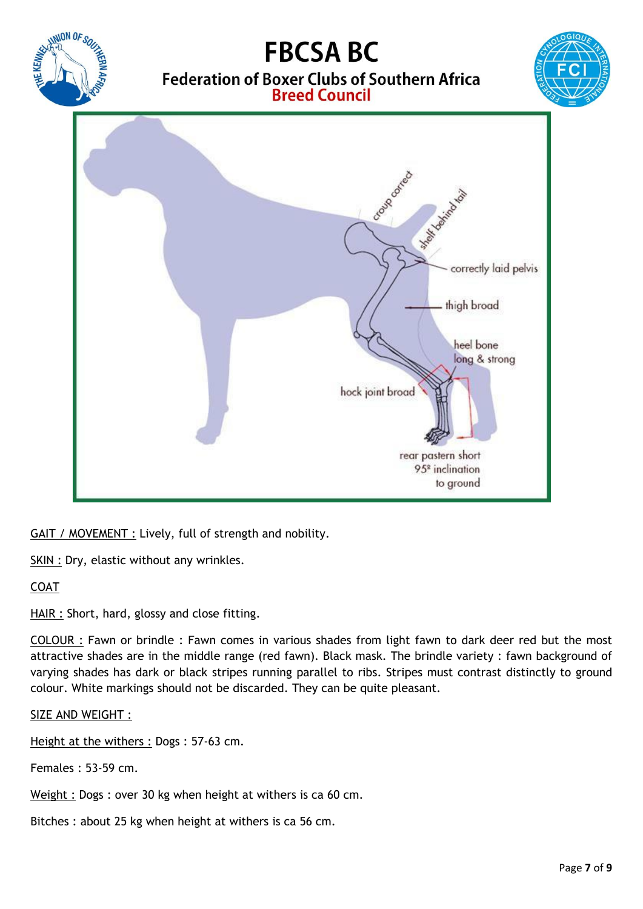GAIT / MOVEMENT : Lively, full of strength and nobility.

SKIN : Dry, elastic without any wrinkles.

COAT

HAIR : Short, hard, glossy and close fitting.

COLOUR : Fawn or brindle : Fawn comes in various shades from light fawn to dark deer red but the most attractive shades are in the middle range (red fawn). Black mask. The brindle variety : fawn background of varying shades has dark or black stripes running parallel to ribs. Stripes must contrast distinctly to ground colour. White markings should not be discarded. They can be quite pleasant.

SIZE AND WEIGHT :

Height at the withers : Dogs : 57-63 cm.

Females : 53-59 cm.

Weight : Dogs : over 30 kg when height at withers is ca 60 cm.

Bitches : about 25 kg when height at withers is ca 56 cm.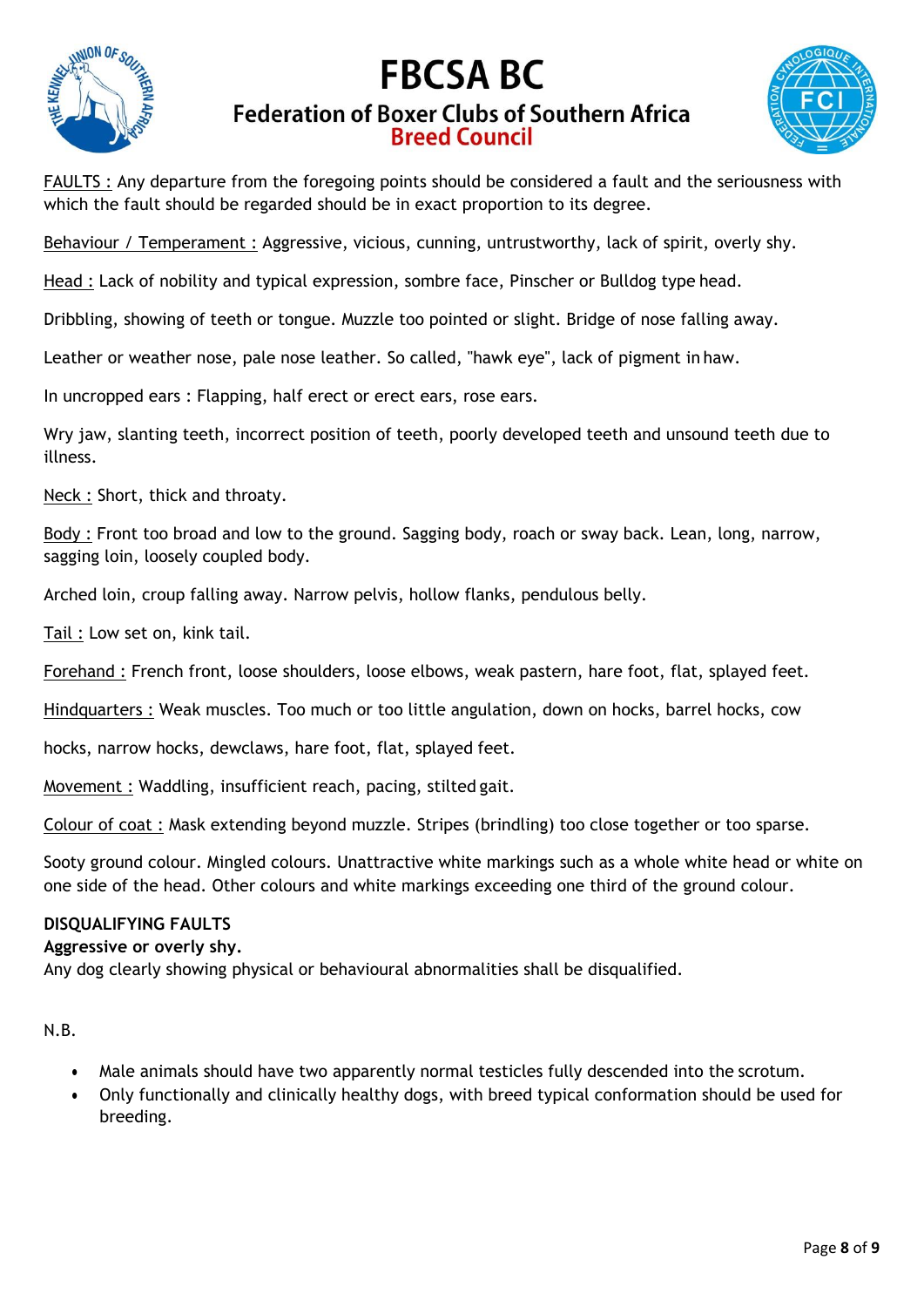<u>FAULTS :</u> Any departure from the foregoing points should be considered a fault and the seriousness with which the fault should be regarded should be in exact proportion to its degree.

<u>Behaviour / Temperament :</u> Aggressive, vicious, cunning, untrustworthy, lack of spirit, overly shy.

<u>Head :</u> Lack of nobility and typical expression, sombre face, Pinscher or Bulldog type head.

Dribbling, showing of teeth or tongue. Muzzle too pointed or slight. Bridge of nose falling away.

Leather or weather nose, pale nose leather. So called, "hawk eye", lack of pigment in haw.

In uncropped ears : Flapping, half erect or erect ears, rose ears.

Wry jaw, slanting teeth, incorrect position of teeth, poorly developed teeth and unsound teeth due to illness.

<u>Neck :</u> Short, thick and throaty.

<u>Body :</u> Front too broad and low to the ground. Sagging body, roach or sway back. Lean, long, narrow, sagging loin, loosely coupled body.

Arched loin, croup falling away. Narrow pelvis, hollow flanks, pendulous belly.

<u>Tail :</u> Low set on, kink tail.

<u>Forehand :</u> French front, loose shoulders, loose elbows, weak pastern, hare foot, flat, splayed feet.

<u>Hindquarters :</u> Weak muscles. Too much or too little angulation, down on hocks, barrel hocks, cow

hocks, narrow hocks, dewclaws, hare foot, flat, splayed feet.

<u>Movement :</u> Waddling, insufficient reach, pacing, stilted gait.

<u>Colour of coat :</u> Mask extending beyond muzzle. Stripes (brindling) too close together or too sparse.

Sooty ground colour. Mingled colours. Unattractive white markings such as a whole white head or white on one side of the head. Other colours and white markings exceeding one third of the ground colour.

**DISQUALIFYING FAULTS**

**Aggressive or overly shy.**

Any dog clearly showing physical or behavioural abnormalities shall be disqualified.

N.B.

- Male animals should have two apparently normal testicles fully descended into the scrotum.
- Only functionally and clinically healthy dogs, with breed typical conformation should be used for breeding.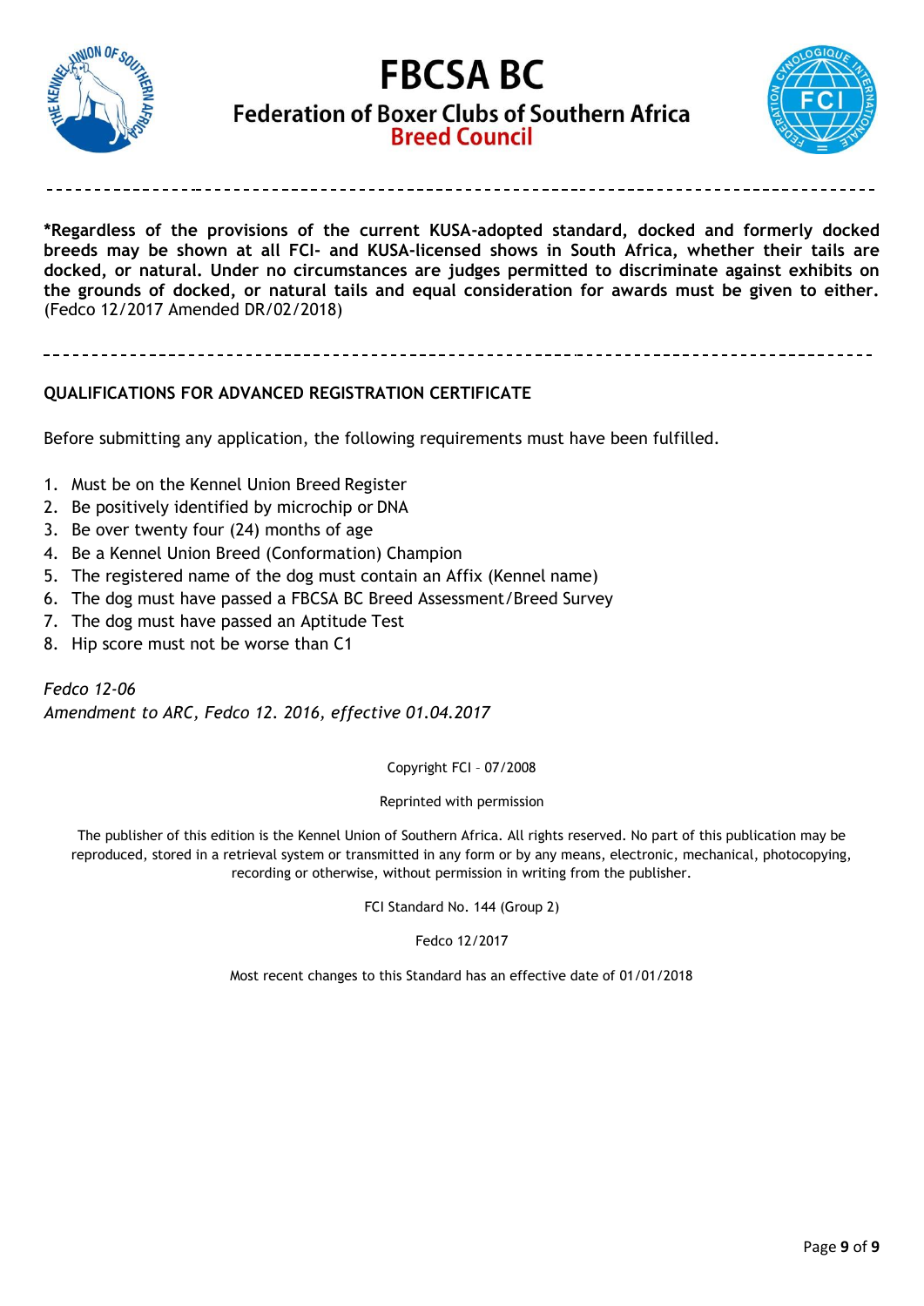**\*Regardless of the provisions of the current KUSA-adopted standard, docked and formerly docked breeds may be shown at all FCI- and KUSA-licensed shows in South Africa, whether their tails are docked, or natural. Under no circumstances are judges permitted to discriminate against exhibits on the grounds of docked, or natural tails and equal consideration for awards must be given to either.** (Fedco 12/2017 Amended DR/02/2018)

---

## QUALIFICATIONS FOR ADVANCED REGISTRATION CERTIFICATE

Before submitting any application, the following requirements must have been fulfilled.

1. Must be on the Kennel Union Breed Register
2. Be positively identified by microchip or DNA
3. Be over twenty four (24) months of age
4. Be a Kennel Union Breed (Conformation) Champion
5. The registered name of the dog must contain an Affix (Kennel name)
6. The dog must have passed a FBCSA BC Breed Assessment/Breed Survey
7. The dog must have passed an Aptitude Test
8. Hip score must not be worse than C1

*Fedco 12-06*
*Amendment to ARC, Fedco 12. 2016, effective 01.04.2017*

Copyright FCI – 07/2008

Reprinted with permission

The publisher of this edition is the Kennel Union of Southern Africa. All rights reserved. No part of this publication may be reproduced, stored in a retrieval system or transmitted in any form or by any means, electronic, mechanical, photocopying, recording or otherwise, without permission in writing from the publisher.

FCI Standard No. 144 (Group 2)

Fedco 12/2017

Most recent changes to this Standard has an effective date of 01/01/2018